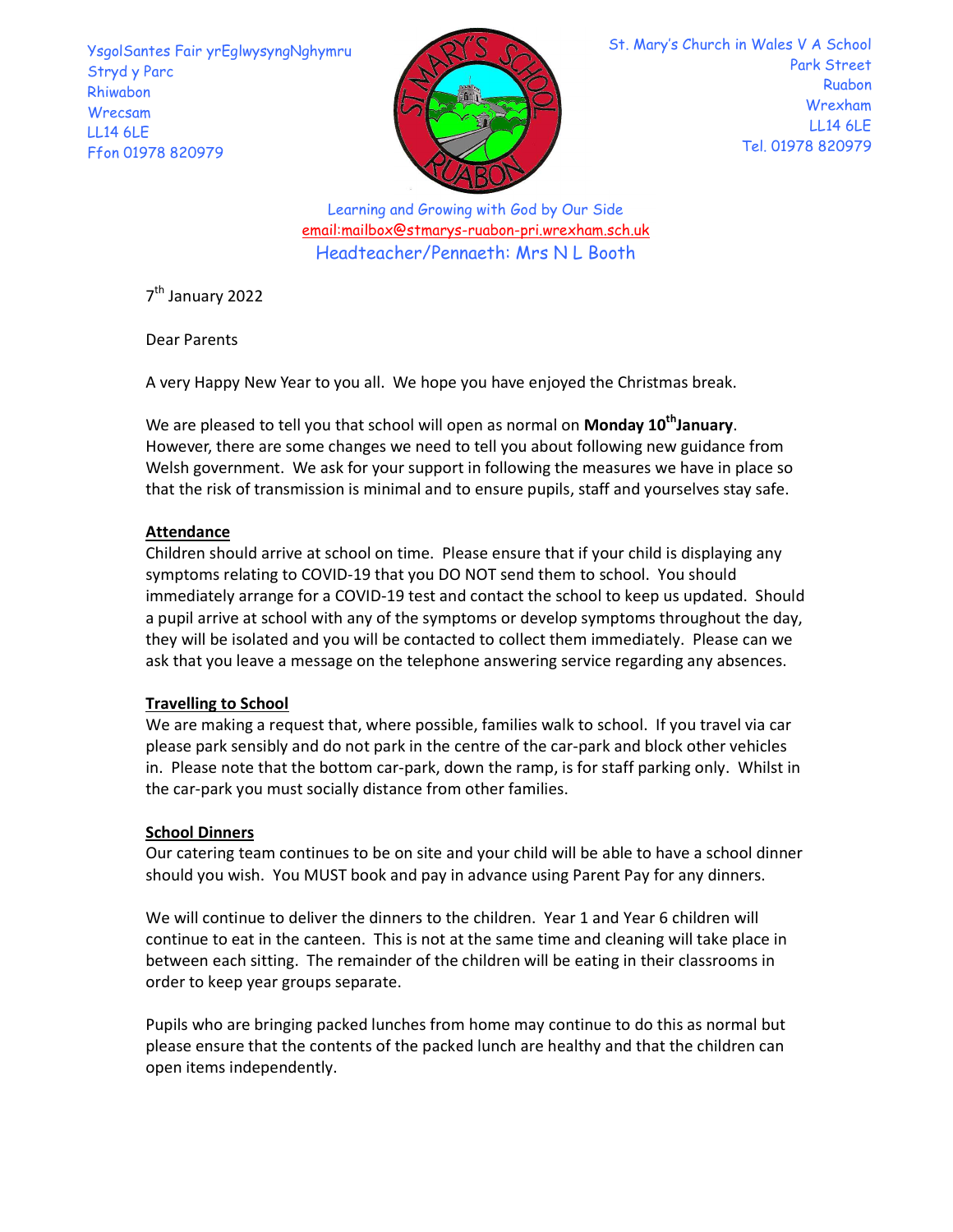YsgolSantes Fair yrEglwysyngNghymru
Stryd y Parc
Rhiwabon
Wrecsam
LL14 6LE
Ffon 01978 820979

St. Mary's Church in Wales V A School
Park Street
Ruabon
Wrexham
LL14 6LE
Tel. 01978 820979

Learning and Growing with God by Our Side
email:mailbox@stmarys-ruabon-pri.wrexham.sch.uk
Headteacher/Pennaeth: Mrs N L Booth

7th January 2022

Dear Parents

A very Happy New Year to you all. We hope you have enjoyed the Christmas break.

We are pleased to tell you that school will open as normal on **Monday 10th January**. However, there are some changes we need to tell you about following new guidance from Welsh government. We ask for your support in following the measures we have in place so that the risk of transmission is minimal and to ensure pupils, staff and yourselves stay safe.

**Attendance**

Children should arrive at school on time. Please ensure that if your child is displaying any symptoms relating to COVID-19 that you DO NOT send them to school. You should immediately arrange for a COVID-19 test and contact the school to keep us updated. Should a pupil arrive at school with any of the symptoms or develop symptoms throughout the day, they will be isolated and you will be contacted to collect them immediately. Please can we ask that you leave a message on the telephone answering service regarding any absences.

**Travelling to School**

We are making a request that, where possible, families walk to school. If you travel via car please park sensibly and do not park in the centre of the car-park and block other vehicles in. Please note that the bottom car-park, down the ramp, is for staff parking only. Whilst in the car-park you must socially distance from other families.

**School Dinners**

Our catering team continues to be on site and your child will be able to have a school dinner should you wish. You MUST book and pay in advance using Parent Pay for any dinners.

We will continue to deliver the dinners to the children. Year 1 and Year 6 children will continue to eat in the canteen. This is not at the same time and cleaning will take place in between each sitting. The remainder of the children will be eating in their classrooms in order to keep year groups separate.

Pupils who are bringing packed lunches from home may continue to do this as normal but please ensure that the contents of the packed lunch are healthy and that the children can open items independently.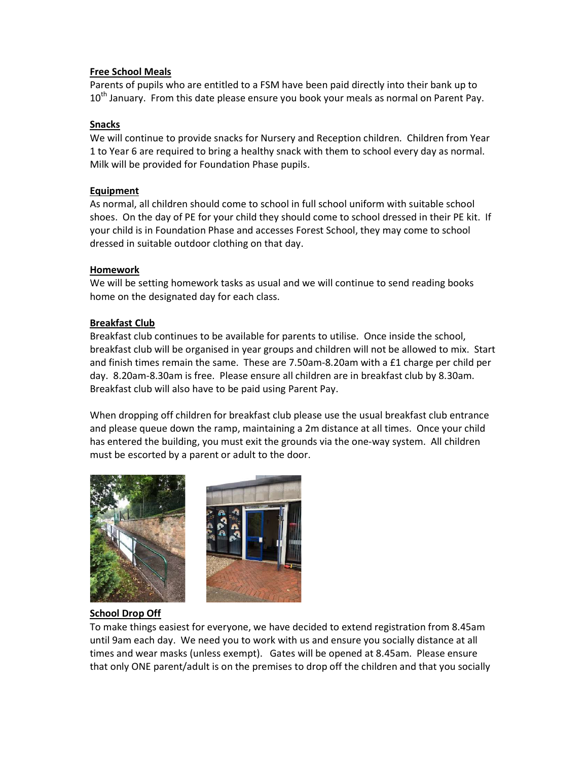**Free School Meals**

Parents of pupils who are entitled to a FSM have been paid directly into their bank up to 10th January. From this date please ensure you book your meals as normal on Parent Pay.

**Snacks**

We will continue to provide snacks for Nursery and Reception children. Children from Year 1 to Year 6 are required to bring a healthy snack with them to school every day as normal. Milk will be provided for Foundation Phase pupils.

**Equipment**

As normal, all children should come to school in full school uniform with suitable school shoes. On the day of PE for your child they should come to school dressed in their PE kit. If your child is in Foundation Phase and accesses Forest School, they may come to school dressed in suitable outdoor clothing on that day.

**Homework**

We will be setting homework tasks as usual and we will continue to send reading books home on the designated day for each class.

**Breakfast Club**

Breakfast club continues to be available for parents to utilise. Once inside the school, breakfast club will be organised in year groups and children will not be allowed to mix. Start and finish times remain the same. These are 7.50am-8.20am with a £1 charge per child per day. 8.20am-8.30am is free. Please ensure all children are in breakfast club by 8.30am. Breakfast club will also have to be paid using Parent Pay.

When dropping off children for breakfast club please use the usual breakfast club entrance and please queue down the ramp, maintaining a 2m distance at all times. Once your child has entered the building, you must exit the grounds via the one-way system. All children must be escorted by a parent or adult to the door.

**School Drop Off**

To make things easiest for everyone, we have decided to extend registration from 8.45am until 9am each day. We need you to work with us and ensure you socially distance at all times and wear masks (unless exempt). Gates will be opened at 8.45am. Please ensure that only ONE parent/adult is on the premises to drop off the children and that you socially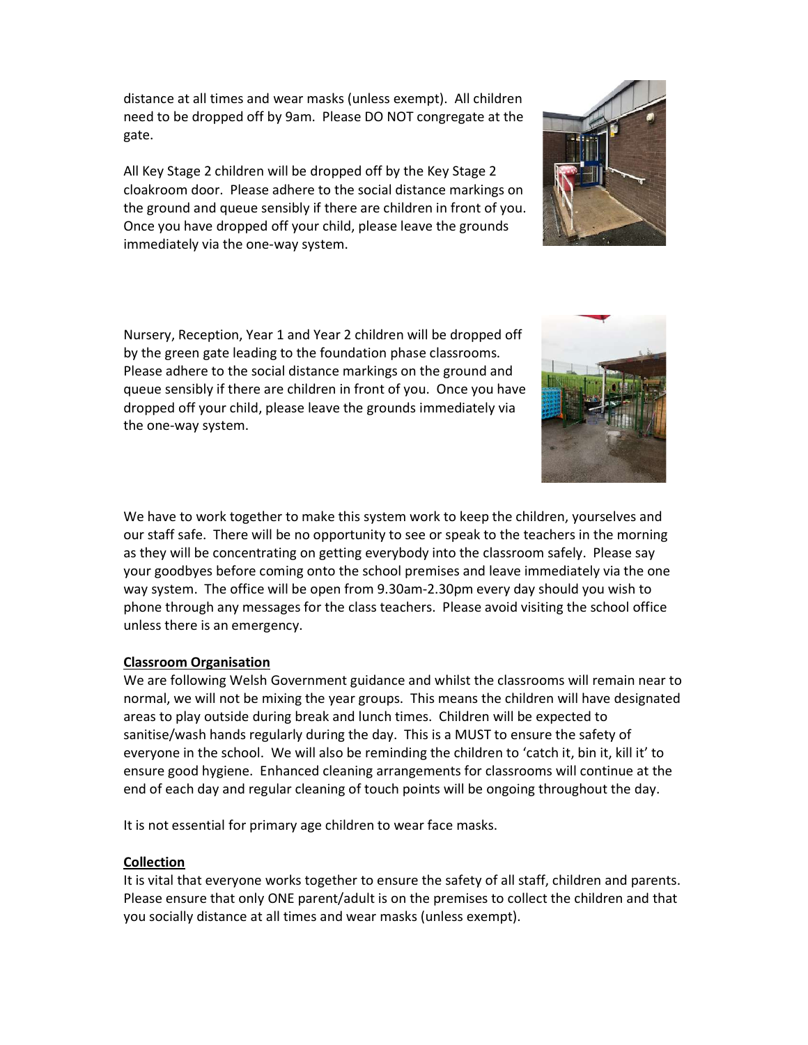distance at all times and wear masks (unless exempt). All children need to be dropped off by 9am. Please DO NOT congregate at the gate.

All Key Stage 2 children will be dropped off by the Key Stage 2 cloakroom door. Please adhere to the social distance markings on the ground and queue sensibly if there are children in front of you. Once you have dropped off your child, please leave the grounds immediately via the one-way system.

Nursery, Reception, Year 1 and Year 2 children will be dropped off by the green gate leading to the foundation phase classrooms. Please adhere to the social distance markings on the ground and queue sensibly if there are children in front of you. Once you have dropped off your child, please leave the grounds immediately via the one-way system.

We have to work together to make this system work to keep the children, yourselves and our staff safe. There will be no opportunity to see or speak to the teachers in the morning as they will be concentrating on getting everybody into the classroom safely. Please say your goodbyes before coming onto the school premises and leave immediately via the one way system. The office will be open from 9.30am-2.30pm every day should you wish to phone through any messages for the class teachers. Please avoid visiting the school office unless there is an emergency.

**Classroom Organisation**

We are following Welsh Government guidance and whilst the classrooms will remain near to normal, we will not be mixing the year groups. This means the children will have designated areas to play outside during break and lunch times. Children will be expected to sanitise/wash hands regularly during the day. This is a MUST to ensure the safety of everyone in the school. We will also be reminding the children to 'catch it, bin it, kill it' to ensure good hygiene. Enhanced cleaning arrangements for classrooms will continue at the end of each day and regular cleaning of touch points will be ongoing throughout the day.

It is not essential for primary age children to wear face masks.

**Collection**

It is vital that everyone works together to ensure the safety of all staff, children and parents. Please ensure that only ONE parent/adult is on the premises to collect the children and that you socially distance at all times and wear masks (unless exempt).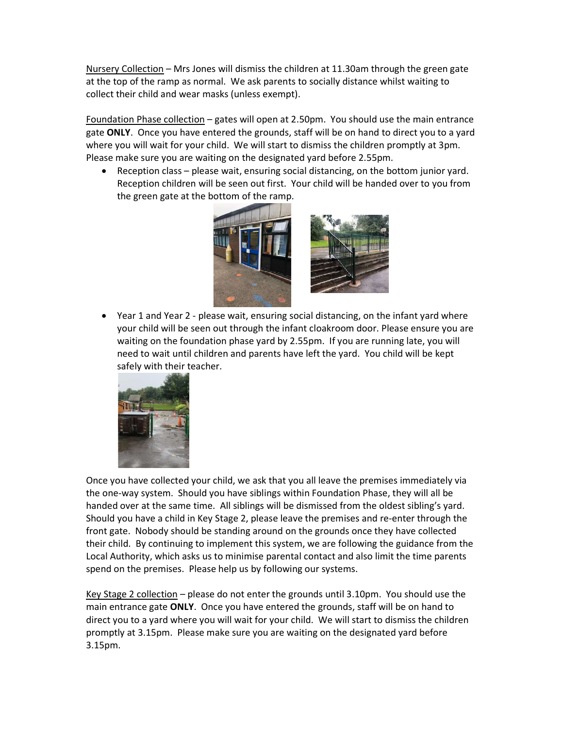Nursery Collection – Mrs Jones will dismiss the children at 11.30am through the green gate at the top of the ramp as normal. We ask parents to socially distance whilst waiting to collect their child and wear masks (unless exempt).

Foundation Phase collection – gates will open at 2.50pm. You should use the main entrance gate **ONLY**. Once you have entered the grounds, staff will be on hand to direct you to a yard where you will wait for your child. We will start to dismiss the children promptly at 3pm. Please make sure you are waiting on the designated yard before 2.55pm.

- Reception class – please wait, ensuring social distancing, on the bottom junior yard. Reception children will be seen out first. Your child will be handed over to you from the green gate at the bottom of the ramp.
- Year 1 and Year 2 - please wait, ensuring social distancing, on the infant yard where your child will be seen out through the infant cloakroom door. Please ensure you are waiting on the foundation phase yard by 2.55pm. If you are running late, you will need to wait until children and parents have left the yard. You child will be kept safely with their teacher.

Once you have collected your child, we ask that you all leave the premises immediately via the one-way system. Should you have siblings within Foundation Phase, they will all be handed over at the same time. All siblings will be dismissed from the oldest sibling's yard. Should you have a child in Key Stage 2, please leave the premises and re-enter through the front gate. Nobody should be standing around on the grounds once they have collected their child. By continuing to implement this system, we are following the guidance from the Local Authority, which asks us to minimise parental contact and also limit the time parents spend on the premises. Please help us by following our systems.

Key Stage 2 collection – please do not enter the grounds until 3.10pm. You should use the main entrance gate **ONLY**. Once you have entered the grounds, staff will be on hand to direct you to a yard where you will wait for your child. We will start to dismiss the children promptly at 3.15pm. Please make sure you are waiting on the designated yard before 3.15pm.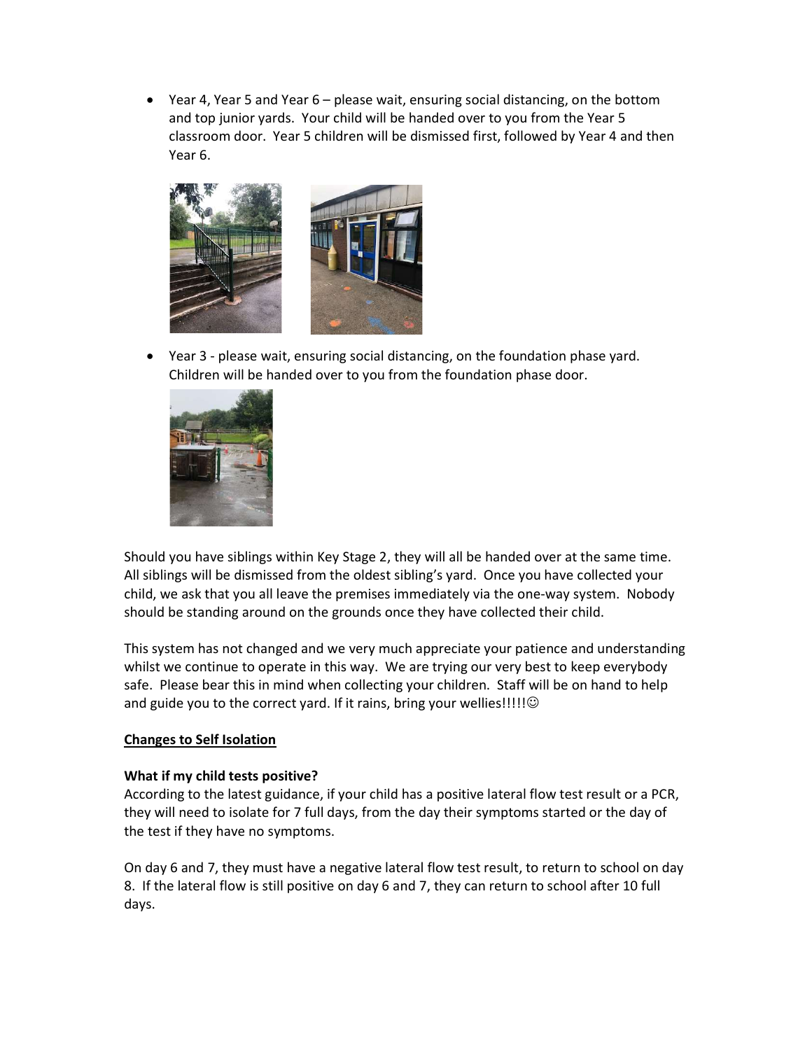- Year 4, Year 5 and Year 6 – please wait, ensuring social distancing, on the bottom and top junior yards. Your child will be handed over to you from the Year 5 classroom door. Year 5 children will be dismissed first, followed by Year 4 and then Year 6.

- Year 3 - please wait, ensuring social distancing, on the foundation phase yard. Children will be handed over to you from the foundation phase door.

Should you have siblings within Key Stage 2, they will all be handed over at the same time. All siblings will be dismissed from the oldest sibling's yard. Once you have collected your child, we ask that you all leave the premises immediately via the one-way system. Nobody should be standing around on the grounds once they have collected their child.

This system has not changed and we very much appreciate your patience and understanding whilst we continue to operate in this way. We are trying our very best to keep everybody safe. Please bear this in mind when collecting your children. Staff will be on hand to help and guide you to the correct yard. If it rains, bring your wellies!!!!!☺

**<u>Changes to Self Isolation</u>**

**What if my child tests positive?**

According to the latest guidance, if your child has a positive lateral flow test result or a PCR, they will need to isolate for 7 full days, from the day their symptoms started or the day of the test if they have no symptoms.

On day 6 and 7, they must have a negative lateral flow test result, to return to school on day 8. If the lateral flow is still positive on day 6 and 7, they can return to school after 10 full days.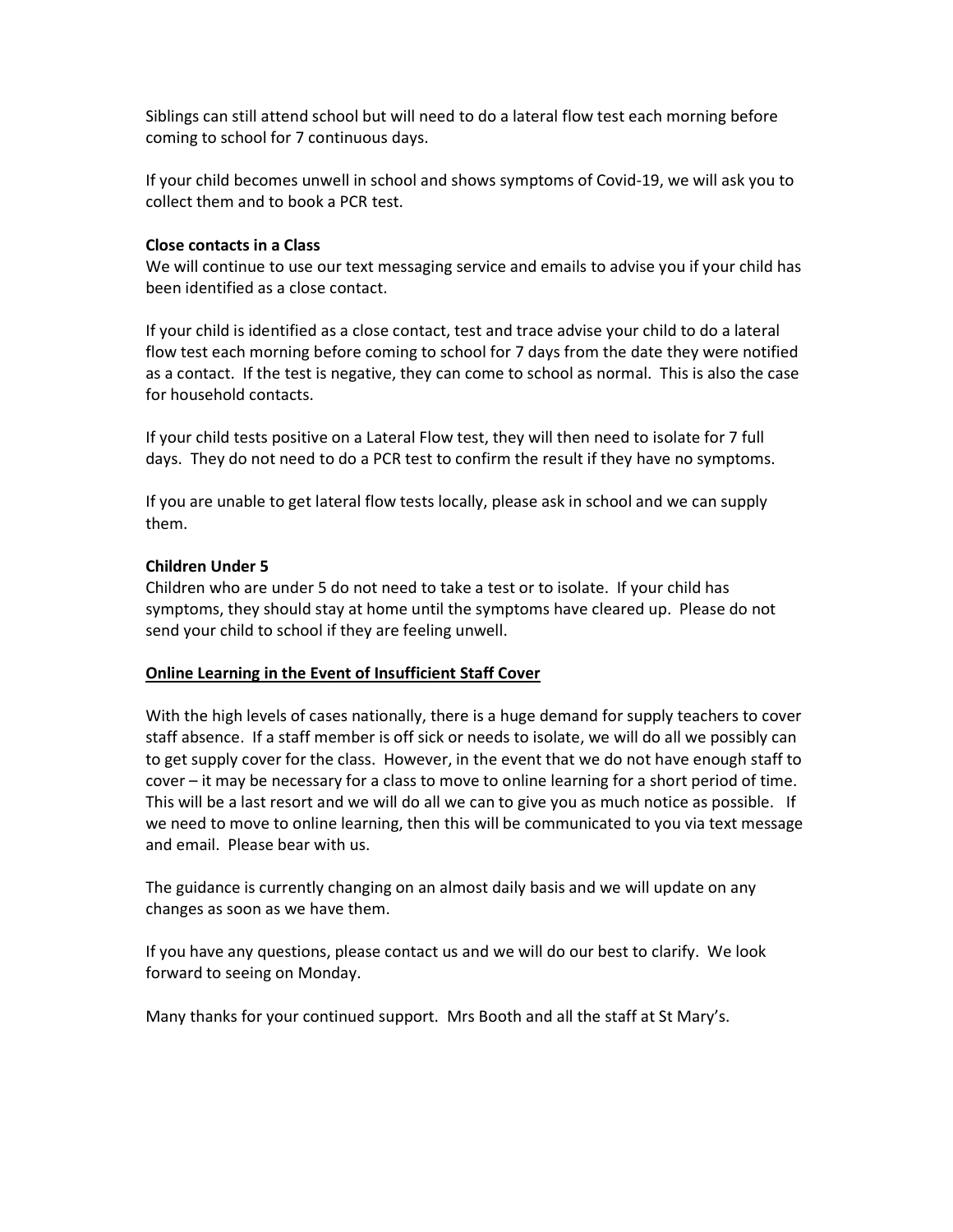Siblings can still attend school but will need to do a lateral flow test each morning before coming to school for 7 continuous days.

If your child becomes unwell in school and shows symptoms of Covid-19, we will ask you to collect them and to book a PCR test.

**Close contacts in a Class**

We will continue to use our text messaging service and emails to advise you if your child has been identified as a close contact.

If your child is identified as a close contact, test and trace advise your child to do a lateral flow test each morning before coming to school for 7 days from the date they were notified as a contact. If the test is negative, they can come to school as normal. This is also the case for household contacts.

If your child tests positive on a Lateral Flow test, they will then need to isolate for 7 full days. They do not need to do a PCR test to confirm the result if they have no symptoms.

If you are unable to get lateral flow tests locally, please ask in school and we can supply them.

**Children Under 5**

Children who are under 5 do not need to take a test or to isolate. If your child has symptoms, they should stay at home until the symptoms have cleared up. Please do not send your child to school if they are feeling unwell.

**<u>Online Learning in the Event of Insufficient Staff Cover</u>**

With the high levels of cases nationally, there is a huge demand for supply teachers to cover staff absence. If a staff member is off sick or needs to isolate, we will do all we possibly can to get supply cover for the class. However, in the event that we do not have enough staff to cover – it may be necessary for a class to move to online learning for a short period of time. This will be a last resort and we will do all we can to give you as much notice as possible. If we need to move to online learning, then this will be communicated to you via text message and email. Please bear with us.

The guidance is currently changing on an almost daily basis and we will update on any changes as soon as we have them.

If you have any questions, please contact us and we will do our best to clarify. We look forward to seeing on Monday.

Many thanks for your continued support. Mrs Booth and all the staff at St Mary's.